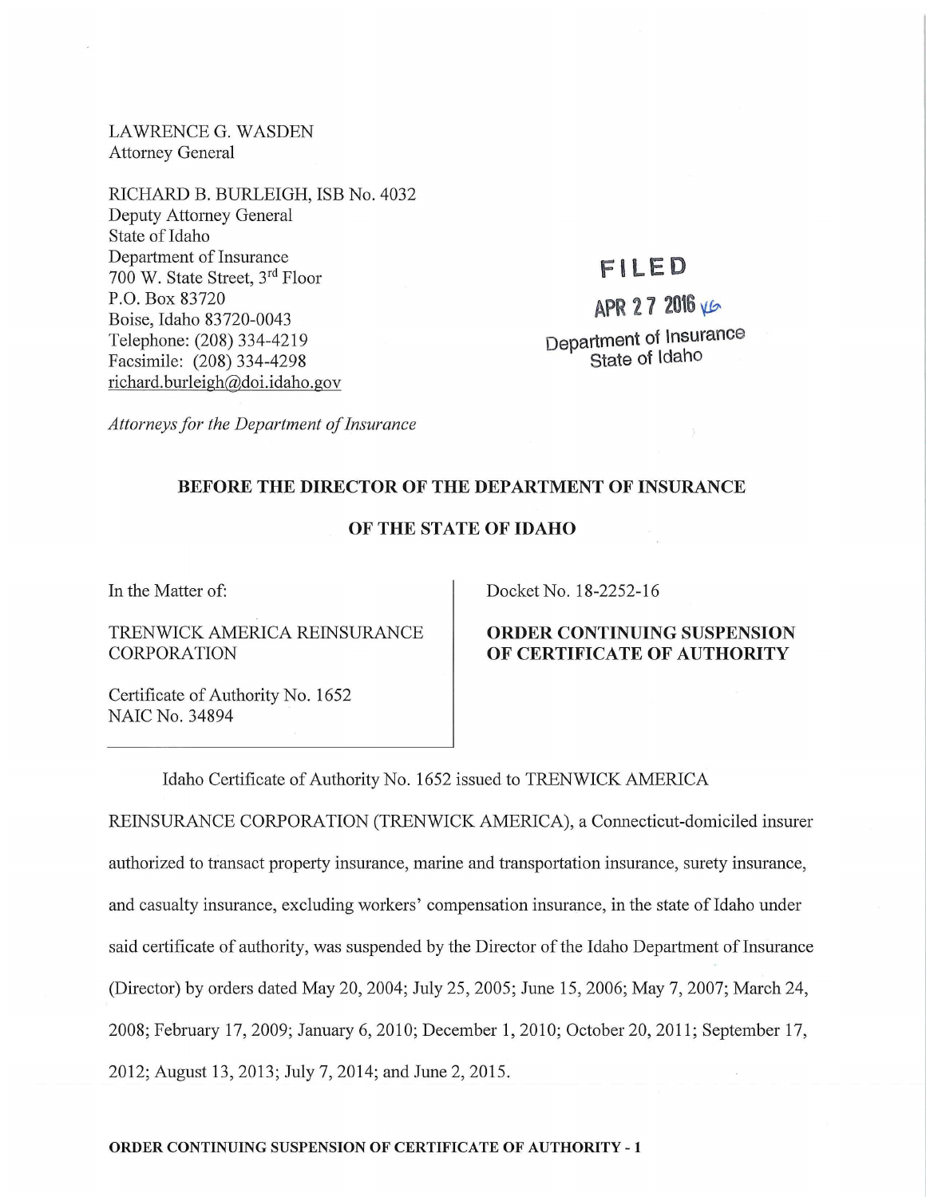LAWRENCE G. WASDEN
Attorney General

RICHARD B. BURLEIGH, ISB No. 4032
Deputy Attorney General
State of Idaho
Department of Insurance
700 W. State Street, 3rd Floor
P.O. Box 83720
Boise, Idaho 83720-0043
Telephone: (208) 334-4219
Facsimile: (208) 334-4298
richard.burleigh@doi.idaho.gov

*Attorneys for the Department of Insurance*

FILED
APR 27 2016
Department of Insurance
State of Idaho

**BEFORE THE DIRECTOR OF THE DEPARTMENT OF INSURANCE**

**OF THE STATE OF IDAHO**

In the Matter of:

TRENWICK AMERICA REINSURANCE CORPORATION

Certificate of Authority No. 1652
NAIC No. 34894

Docket No. 18-2252-16

**ORDER CONTINUING SUSPENSION OF CERTIFICATE OF AUTHORITY**

Idaho Certificate of Authority No. 1652 issued to TRENWICK AMERICA REINSURANCE CORPORATION (TRENWICK AMERICA), a Connecticut-domiciled insurer authorized to transact property insurance, marine and transportation insurance, surety insurance, and casualty insurance, excluding workers' compensation insurance, in the state of Idaho under said certificate of authority, was suspended by the Director of the Idaho Department of Insurance (Director) by orders dated May 20, 2004; July 25, 2005; June 15, 2006; May 7, 2007; March 24, 2008; February 17, 2009; January 6, 2010; December 1, 2010; October 20, 2011; September 17, 2012; August 13, 2013; July 7, 2014; and June 2, 2015.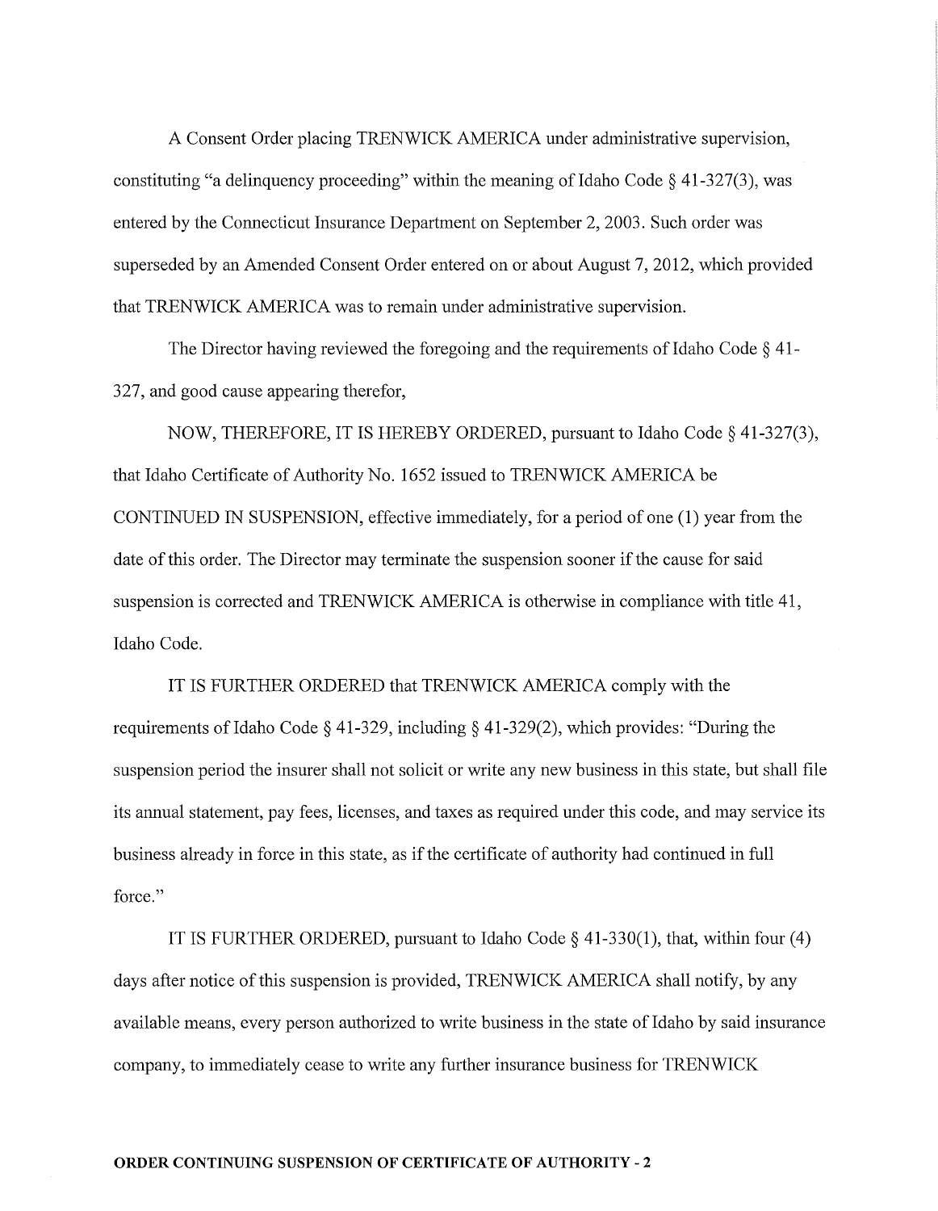A Consent Order placing TRENWICK AMERICA under administrative supervision, constituting "a delinquency proceeding" within the meaning of Idaho Code § 41-327(3), was entered by the Connecticut Insurance Department on September 2, 2003. Such order was superseded by an Amended Consent Order entered on or about August 7, 2012, which provided that TRENWICK AMERICA was to remain under administrative supervision.

The Director having reviewed the foregoing and the requirements of Idaho Code § 41-327, and good cause appearing therefor,

NOW, THEREFORE, IT IS HEREBY ORDERED, pursuant to Idaho Code § 41-327(3), that Idaho Certificate of Authority No. 1652 issued to TRENWICK AMERICA be CONTINUED IN SUSPENSION, effective immediately, for a period of one (1) year from the date of this order. The Director may terminate the suspension sooner if the cause for said suspension is corrected and TRENWICK AMERICA is otherwise in compliance with title 41, Idaho Code.

IT IS FURTHER ORDERED that TRENWICK AMERICA comply with the requirements of Idaho Code § 41-329, including § 41-329(2), which provides: "During the suspension period the insurer shall not solicit or write any new business in this state, but shall file its annual statement, pay fees, licenses, and taxes as required under this code, and may service its business already in force in this state, as if the certificate of authority had continued in full force."

IT IS FURTHER ORDERED, pursuant to Idaho Code § 41-330(1), that, within four (4) days after notice of this suspension is provided, TRENWICK AMERICA shall notify, by any available means, every person authorized to write business in the state of Idaho by said insurance company, to immediately cease to write any further insurance business for TRENWICK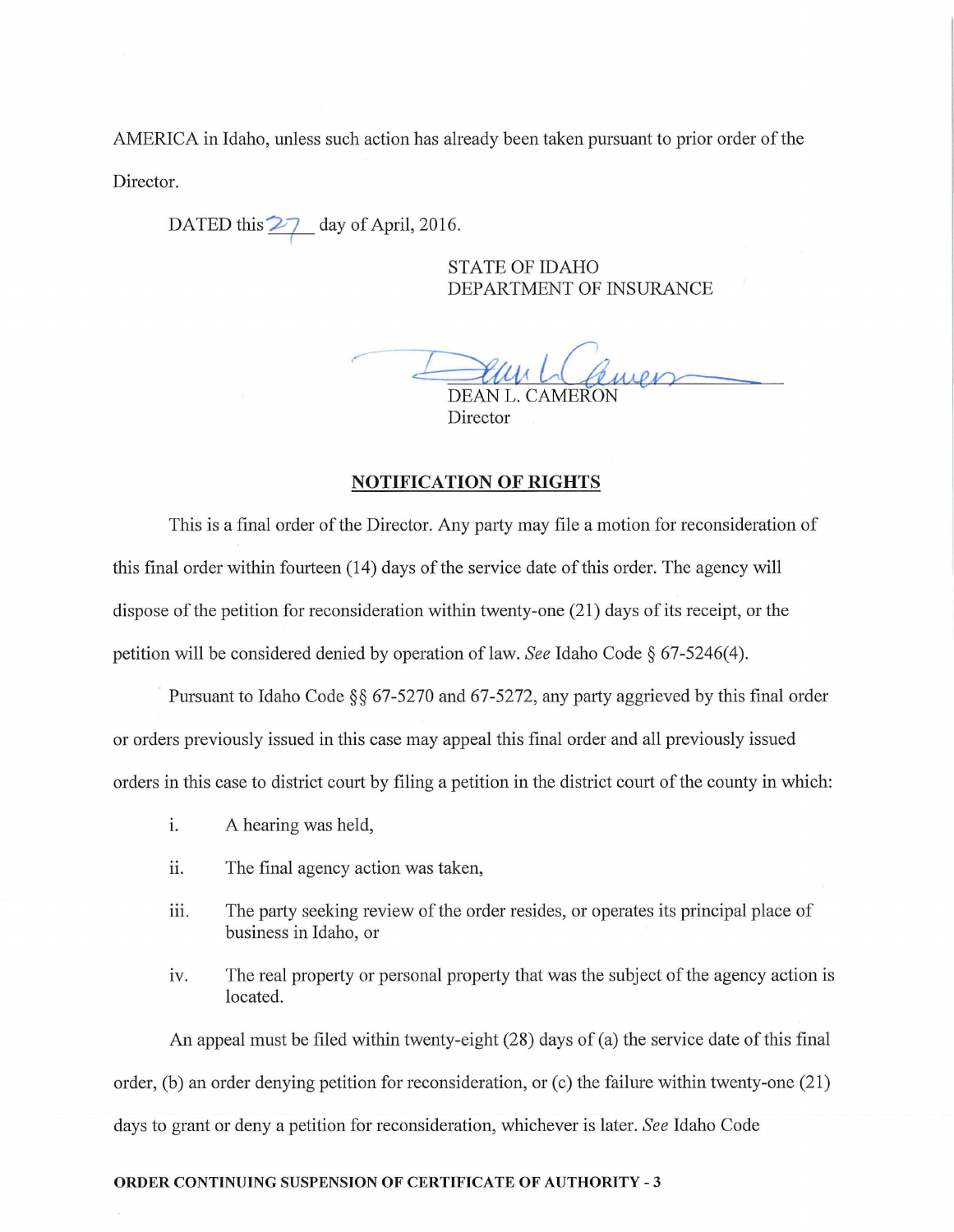AMERICA in Idaho, unless such action has already been taken pursuant to prior order of the Director.

DATED this 27 day of April, 2016.

STATE OF IDAHO
DEPARTMENT OF INSURANCE

DEAN L. CAMERON
Director

**NOTIFICATION OF RIGHTS**

This is a final order of the Director. Any party may file a motion for reconsideration of this final order within fourteen (14) days of the service date of this order. The agency will dispose of the petition for reconsideration within twenty-one (21) days of its receipt, or the petition will be considered denied by operation of law. *See* Idaho Code § 67-5246(4).

Pursuant to Idaho Code §§ 67-5270 and 67-5272, any party aggrieved by this final order or orders previously issued in this case may appeal this final order and all previously issued orders in this case to district court by filing a petition in the district court of the county in which:

i. A hearing was held,

ii. The final agency action was taken,

iii. The party seeking review of the order resides, or operates its principal place of business in Idaho, or

iv. The real property or personal property that was the subject of the agency action is located.

An appeal must be filed within twenty-eight (28) days of (a) the service date of this final order, (b) an order denying petition for reconsideration, or (c) the failure within twenty-one (21) days to grant or deny a petition for reconsideration, whichever is later. *See* Idaho Code

**ORDER CONTINUING SUSPENSION OF CERTIFICATE OF AUTHORITY - 3**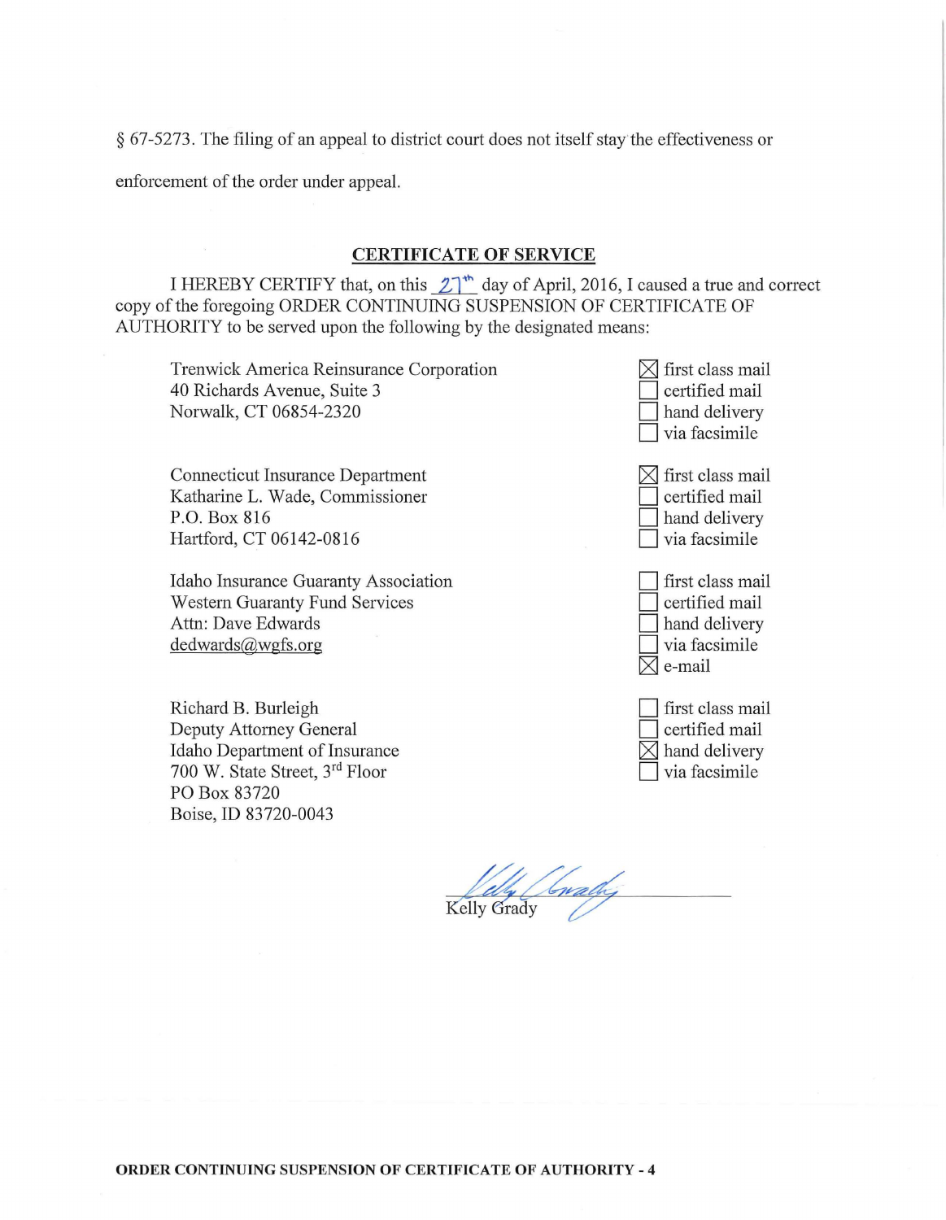§ 67-5273. The filing of an appeal to district court does not itself stay the effectiveness or enforcement of the order under appeal.

## CERTIFICATE OF SERVICE

I HEREBY CERTIFY that, on this 27th day of April, 2016, I caused a true and correct copy of the foregoing ORDER CONTINUING SUSPENSION OF CERTIFICATE OF AUTHORITY to be served upon the following by the designated means:

Trenwick America Reinsurance Corporation
40 Richards Avenue, Suite 3
Norwalk, CT 06854-2320

- [x] first class mail
- [ ] certified mail
- [ ] hand delivery
- [ ] via facsimile

Connecticut Insurance Department
Katharine L. Wade, Commissioner
P.O. Box 816
Hartford, CT 06142-0816

- [x] first class mail
- [ ] certified mail
- [ ] hand delivery
- [ ] via facsimile

Idaho Insurance Guaranty Association
Western Guaranty Fund Services
Attn: Dave Edwards
dedwards@wgfs.org

- [ ] first class mail
- [ ] certified mail
- [ ] hand delivery
- [ ] via facsimile
- [x] e-mail

Richard B. Burleigh
Deputy Attorney General
Idaho Department of Insurance
700 W. State Street, 3rd Floor
PO Box 83720
Boise, ID 83720-0043

- [ ] first class mail
- [ ] certified mail
- [x] hand delivery
- [ ] via facsimile

Kelly Grady